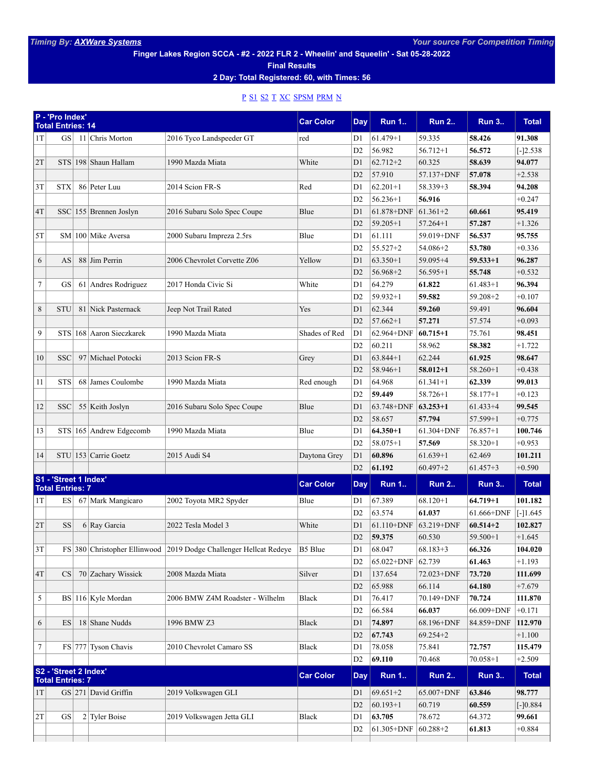*Timing By: AXWare Systems* *Your source For Competition Timing*

**Finger Lakes Region SCCA - #2 - 2022 FLR 2 - Wheelin' and Squeelin' - Sat 05-28-2022**

**Final Results**

**2 Day: Total Registered: 60, with Times: 56**

P S1 S2 T XC SPSM PRM N

| P - 'Pro Index' Total Entries: 14 | | | | | Car Color | Day | Run 1.. | Run 2.. | Run 3.. | Total |
|---|---|---|---|---|---|---|---|---|---|---|
| 1T | GS | 11 | Chris Morton | 2016 Tyco Landspeeder GT | red | D1 | 61.479+1 | 59.335 | **58.426** | **91.308** |
| | | | | | | D2 | 56.982 | 56.712+1 | **56.572** | [-]2.538 |
| 2T | STS | 198 | Shaun Hallam | 1990 Mazda Miata | White | D1 | 62.712+2 | 60.325 | **58.639** | **94.077** |
| | | | | | | D2 | 57.910 | 57.137+DNF | **57.078** | +2.538 |
| 3T | STX | 86 | Peter Luu | 2014 Scion FR-S | Red | D1 | 62.201+1 | 58.339+3 | **58.394** | **94.208** |
| | | | | | | D2 | 56.236+1 | **56.916** | | +0.247 |
| 4T | SSC | 155 | Brennen Joslyn | 2016 Subaru Solo Spec Coupe | Blue | D1 | 61.878+DNF | 61.361+2 | **60.661** | **95.419** |
| | | | | | | D2 | 59.205+1 | 57.264+1 | **57.287** | +1.326 |
| 5T | SM | 100 | Mike Aversa | 2000 Subaru Impreza 2.5rs | Blue | D1 | 61.111 | 59.019+DNF | **56.537** | **95.755** |
| | | | | | | D2 | 55.527+2 | 54.086+2 | **53.780** | +0.336 |
| 6 | AS | 88 | Jim Perrin | 2006 Chevrolet Corvette Z06 | Yellow | D1 | 63.350+1 | 59.095+4 | **59.533+1** | **96.287** |
| | | | | | | D2 | 56.968+2 | 56.595+1 | **55.748** | +0.532 |
| 7 | GS | 61 | Andres Rodriguez | 2017 Honda Civic Si | White | D1 | 64.279 | **61.822** | 61.483+1 | **96.394** |
| | | | | | | D2 | 59.932+1 | **59.582** | 59.208+2 | +0.107 |
| 8 | STU | 81 | Nick Pasternack | Jeep Not Trail Rated | Yes | D1 | 62.344 | **59.260** | 59.491 | **96.604** |
| | | | | | | D2 | 57.662+1 | **57.271** | 57.574 | +0.093 |
| 9 | STS | 168 | Aaron Sieczkarek | 1990 Mazda Miata | Shades of Red | D1 | 62.964+DNF | **60.715+1** | 75.761 | **98.451** |
| | | | | | | D2 | 60.211 | 58.962 | **58.382** | +1.722 |
| 10 | SSC | 97 | Michael Potocki | 2013 Scion FR-S | Grey | D1 | 63.844+1 | 62.244 | **61.925** | **98.647** |
| | | | | | | D2 | 58.946+1 | **58.012+1** | 58.260+1 | +0.438 |
| 11 | STS | 68 | James Coulombe | 1990 Mazda Miata | Red enough | D1 | 64.968 | 61.341+1 | **62.339** | **99.013** |
| | | | | | | D2 | **59.449** | 58.726+1 | 58.177+1 | +0.123 |
| 12 | SSC | 55 | Keith Joslyn | 2016 Subaru Solo Spec Coupe | Blue | D1 | 63.748+DNF | **63.253+1** | 61.433+4 | **99.545** |
| | | | | | | D2 | 58.657 | **57.794** | 57.599+1 | +0.775 |
| 13 | STS | 165 | Andrew Edgecomb | 1990 Mazda Miata | Blue | D1 | **64.350+1** | 61.304+DNF | 76.857+1 | **100.746** |
| | | | | | | D2 | 58.075+1 | **57.569** | 58.320+1 | +0.953 |
| 14 | STU | 153 | Carrie Goetz | 2015 Audi S4 | Daytona Grey | D1 | **60.896** | 61.639+1 | 62.469 | **101.211** |
| | | | | | | D2 | **61.192** | 60.497+2 | 61.457+3 | +0.590 |

| S1 - 'Street 1 Index' Total Entries: 7 | | | | | Car Color | Day | Run 1.. | Run 2.. | Run 3.. | Total |
|---|---|---|---|---|---|---|---|---|---|---|
| 1T | ES | 67 | Mark Mangicaro | 2002 Toyota MR2 Spyder | Blue | D1 | 67.389 | 68.120+1 | **64.719+1** | **101.182** |
| | | | | | | D2 | 63.574 | **61.037** | 61.666+DNF | [-]1.645 |
| 2T | SS | 6 | Ray Garcia | 2022 Tesla Model 3 | White | D1 | 61.110+DNF | 63.219+DNF | **60.514+2** | **102.827** |
| | | | | | | D2 | **59.375** | 60.530 | 59.500+1 | +1.645 |
| 3T | FS | 380 | Christopher Ellinwood | 2019 Dodge Challenger Hellcat Redeye | B5 Blue | D1 | 68.047 | 68.183+3 | **66.326** | **104.020** |
| | | | | | | D2 | 65.022+DNF | 62.739 | **61.463** | +1.193 |
| 4T | CS | 70 | Zachary Wissick | 2008 Mazda Miata | Silver | D1 | 137.654 | 72.023+DNF | **73.720** | **111.699** |
| | | | | | | D2 | 65.988 | 66.114 | **64.180** | +7.679 |
| 5 | BS | 116 | Kyle Mordan | 2006 BMW Z4M Roadster - Wilhelm | Black | D1 | 76.417 | 70.149+DNF | **70.724** | **111.870** |
| | | | | | | D2 | 66.584 | **66.037** | 66.009+DNF | +0.171 |
| 6 | ES | 18 | Shane Nudds | 1996 BMW Z3 | Black | D1 | **74.897** | 68.196+DNF | 84.859+DNF | **112.970** |
| | | | | | | D2 | **67.743** | 69.254+2 | | +1.100 |
| 7 | FS | 777 | Tyson Chavis | 2010 Chevrolet Camaro SS | Black | D1 | 78.058 | 75.841 | **72.757** | **115.479** |
| | | | | | | D2 | **69.110** | 70.468 | 70.058+1 | +2.509 |

| S2 - 'Street 2 Index' Total Entries: 7 | | | | | Car Color | Day | Run 1.. | Run 2.. | Run 3.. | Total |
|---|---|---|---|---|---|---|---|---|---|---|
| 1T | GS | 271 | David Griffin | 2019 Volkswagen GLI | | D1 | 69.651+2 | 65.007+DNF | **63.846** | **98.777** |
| | | | | | | D2 | 60.193+1 | 60.719 | **60.559** | [-]0.884 |
| 2T | GS | 2 | Tyler Boise | 2019 Volkswagen Jetta GLI | Black | D1 | **63.705** | 78.672 | 64.372 | **99.661** |
| | | | | | | D2 | 61.305+DNF | 60.288+2 | **61.813** | +0.884 |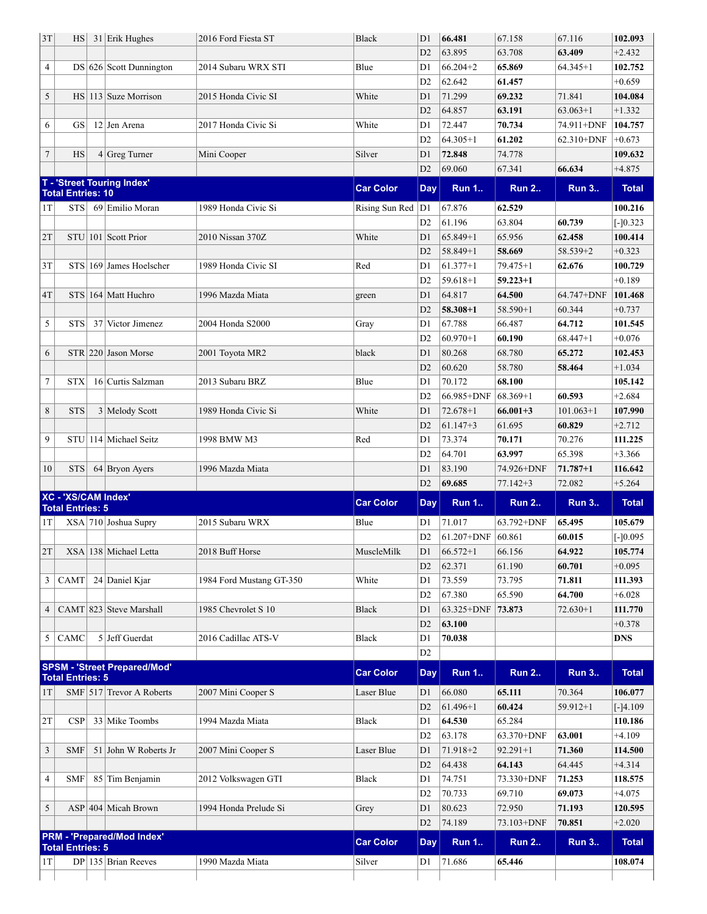| | | | | | | | | | | |
|---|---|---|---|---|---|---|---|---|---|---|
| 3T | HS | 31 | Erik Hughes | 2016 Ford Fiesta ST | Black | D1 | **66.481** | 67.158 | 67.116 | **102.093** |
| | | | | | | D2 | 63.895 | 63.708 | **63.409** | +2.432 |
| 4 | DS | 626 | Scott Dunnington | 2014 Subaru WRX STI | Blue | D1 | 66.204+2 | **65.869** | 64.345+1 | **102.752** |
| | | | | | | D2 | 62.642 | **61.457** | | +0.659 |
| 5 | HS | 113 | Suze Morrison | 2015 Honda Civic SI | White | D1 | 71.299 | **69.232** | 71.841 | **104.084** |
| | | | | | | D2 | 64.857 | **63.191** | 63.063+1 | +1.332 |
| 6 | GS | 12 | Jen Arena | 2017 Honda Civic Si | White | D1 | 72.447 | **70.734** | 74.911+DNF | **104.757** |
| | | | | | | D2 | 64.305+1 | **61.202** | 62.310+DNF | +0.673 |
| 7 | HS | 4 | Greg Turner | Mini Cooper | Silver | D1 | **72.848** | 74.778 | | **109.632** |
| | | | | | | D2 | 69.060 | 67.341 | **66.634** | +4.875 |
| **T - 'Street Touring Index' Total Entries: 10** | | | | | **Car Color** | **Day** | **Run 1..** | **Run 2..** | **Run 3..** | **Total** |
| 1T | STS | 69 | Emilio Moran | 1989 Honda Civic Si | Rising Sun Red | D1 | 67.876 | **62.529** | | **100.216** |
| | | | | | | D2 | 61.196 | 63.804 | **60.739** | [-]0.323 |
| 2T | STU | 101 | Scott Prior | 2010 Nissan 370Z | White | D1 | 65.849+1 | 65.956 | **62.458** | **100.414** |
| | | | | | | D2 | 58.849+1 | **58.669** | 58.539+2 | +0.323 |
| 3T | STS | 169 | James Hoelscher | 1989 Honda Civic SI | Red | D1 | 61.377+1 | 79.475+1 | **62.676** | **100.729** |
| | | | | | | D2 | 59.618+1 | **59.223+1** | | +0.189 |
| 4T | STS | 164 | Matt Huchro | 1996 Mazda Miata | green | D1 | 64.817 | **64.500** | 64.747+DNF | **101.468** |
| | | | | | | D2 | **58.308+1** | 58.590+1 | 60.344 | +0.737 |
| 5 | STS | 37 | Victor Jimenez | 2004 Honda S2000 | Gray | D1 | 67.788 | 66.487 | **64.712** | **101.545** |
| | | | | | | D2 | 60.970+1 | **60.190** | 68.447+1 | +0.076 |
| 6 | STR | 220 | Jason Morse | 2001 Toyota MR2 | black | D1 | 80.268 | 68.780 | **65.272** | **102.453** |
| | | | | | | D2 | 60.620 | 58.780 | **58.464** | +1.034 |
| 7 | STX | 16 | Curtis Salzman | 2013 Subaru BRZ | Blue | D1 | 70.172 | **68.100** | | **105.142** |
| | | | | | | D2 | 66.985+DNF | 68.369+1 | **60.593** | +2.684 |
| 8 | STS | 3 | Melody Scott | 1989 Honda Civic Si | White | D1 | 72.678+1 | **66.001+3** | 101.063+1 | **107.990** |
| | | | | | | D2 | 61.147+3 | 61.695 | **60.829** | +2.712 |
| 9 | STU | 114 | Michael Seitz | 1998 BMW M3 | Red | D1 | 73.374 | **70.171** | 70.276 | **111.225** |
| | | | | | | D2 | 64.701 | **63.997** | 65.398 | +3.366 |
| 10 | STS | 64 | Bryon Ayers | 1996 Mazda Miata | | D1 | 83.190 | 74.926+DNF | **71.787+1** | **116.642** |
| | | | | | | D2 | **69.685** | 77.142+3 | 72.082 | +5.264 |
| **XC - 'XS/CAM Index' Total Entries: 5** | | | | | **Car Color** | **Day** | **Run 1..** | **Run 2..** | **Run 3..** | **Total** |
| 1T | XSA | 710 | Joshua Supry | 2015 Subaru WRX | Blue | D1 | 71.017 | 63.792+DNF | **65.495** | **105.679** |
| | | | | | | D2 | 61.207+DNF | 60.861 | **60.015** | [-]0.095 |
| 2T | XSA | 138 | Michael Letta | 2018 Buff Horse | MuscleMilk | D1 | 66.572+1 | 66.156 | **64.922** | **105.774** |
| | | | | | | D2 | 62.371 | 61.190 | **60.701** | +0.095 |
| 3 | CAMT | 24 | Daniel Kjar | 1984 Ford Mustang GT-350 | White | D1 | 73.559 | 73.795 | **71.811** | **111.393** |
| | | | | | | D2 | 67.380 | 65.590 | **64.700** | +6.028 |
| 4 | CAMT | 823 | Steve Marshall | 1985 Chevrolet S 10 | Black | D1 | 63.325+DNF | **73.873** | 72.630+1 | **111.770** |
| | | | | | | D2 | **63.100** | | | +0.378 |
| 5 | CAMC | 5 | Jeff Guerdat | 2016 Cadillac ATS-V | Black | D1 | **70.038** | | | **DNS** |
| | | | | | | D2 | | | | |
| **SPSM - 'Street Prepared/Mod' Total Entries: 5** | | | | | **Car Color** | **Day** | **Run 1..** | **Run 2..** | **Run 3..** | **Total** |
| 1T | SMF | 517 | Trevor A Roberts | 2007 Mini Cooper S | Laser Blue | D1 | 66.080 | **65.111** | 70.364 | **106.077** |
| | | | | | | D2 | 61.496+1 | **60.424** | 59.912+1 | [-]4.109 |
| 2T | CSP | 33 | Mike Toombs | 1994 Mazda Miata | Black | D1 | **64.530** | 65.284 | | **110.186** |
| | | | | | | D2 | 63.178 | 63.370+DNF | **63.001** | +4.109 |
| 3 | SMF | 51 | John W Roberts Jr | 2007 Mini Cooper S | Laser Blue | D1 | 71.918+2 | 92.291+1 | **71.360** | **114.500** |
| | | | | | | D2 | 64.438 | **64.143** | 64.445 | +4.314 |
| 4 | SMF | 85 | Tim Benjamin | 2012 Volkswagen GTI | Black | D1 | 74.751 | 73.330+DNF | **71.253** | **118.575** |
| | | | | | | D2 | 70.733 | 69.710 | **69.073** | +4.075 |
| 5 | ASP | 404 | Micah Brown | 1994 Honda Prelude Si | Grey | D1 | 80.623 | 72.950 | **71.193** | **120.595** |
| | | | | | | D2 | 74.189 | 73.103+DNF | **70.851** | +2.020 |
| **PRM - 'Prepared/Mod Index' Total Entries: 5** | | | | | **Car Color** | **Day** | **Run 1..** | **Run 2..** | **Run 3..** | **Total** |
| 1T | DP | 135 | Brian Reeves | 1990 Mazda Miata | Silver | D1 | 71.686 | **65.446** | | **108.074** |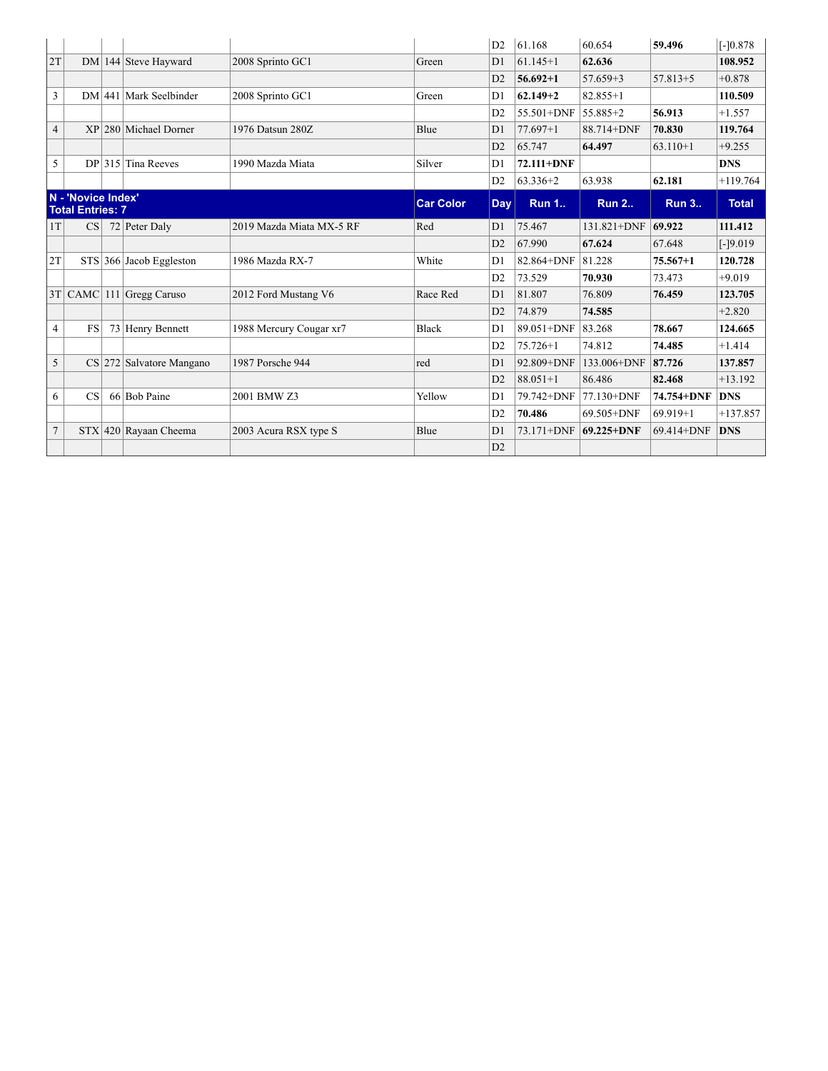| | | | | | | | | | | |
|---|---|---|---|---|---|---|---|---|---|---|
| | | | | | | D2 | 61.168 | 60.654 | **59.496** | [-]0.878 |
| 2T | DM | 144 | Steve Hayward | 2008 Sprinto GC1 | Green | D1 | 61.145+1 | **62.636** | | **108.952** |
| | | | | | | D2 | **56.692+1** | 57.659+3 | 57.813+5 | +0.878 |
| 3 | DM | 441 | Mark Seelbinder | 2008 Sprinto GC1 | Green | D1 | **62.149+2** | 82.855+1 | | **110.509** |
| | | | | | | D2 | 55.501+DNF | 55.885+2 | **56.913** | +1.557 |
| 4 | XP | 280 | Michael Dorner | 1976 Datsun 280Z | Blue | D1 | 77.697+1 | 88.714+DNF | **70.830** | **119.764** |
| | | | | | | D2 | 65.747 | **64.497** | 63.110+1 | +9.255 |
| 5 | DP | 315 | Tina Reeves | 1990 Mazda Miata | Silver | D1 | **72.111+DNF** | | | **DNS** |
| | | | | | | D2 | 63.336+2 | 63.938 | **62.181** | +119.764 |
| **N - 'Novice Index' Total Entries: 7** | | | | | **Car Color** | **Day** | **Run 1..** | **Run 2..** | **Run 3..** | **Total** |
| 1T | CS | 72 | Peter Daly | 2019 Mazda Miata MX-5 RF | Red | D1 | 75.467 | 131.821+DNF | **69.922** | **111.412** |
| | | | | | | D2 | 67.990 | **67.624** | 67.648 | [-]9.019 |
| 2T | STS | 366 | Jacob Eggleston | 1986 Mazda RX-7 | White | D1 | 82.864+DNF | 81.228 | **75.567+1** | **120.728** |
| | | | | | | D2 | 73.529 | **70.930** | 73.473 | +9.019 |
| 3T | CAMC | 111 | Gregg Caruso | 2012 Ford Mustang V6 | Race Red | D1 | 81.807 | 76.809 | **76.459** | **123.705** |
| | | | | | | D2 | 74.879 | **74.585** | | +2.820 |
| 4 | FS | 73 | Henry Bennett | 1988 Mercury Cougar xr7 | Black | D1 | 89.051+DNF | 83.268 | **78.667** | **124.665** |
| | | | | | | D2 | 75.726+1 | 74.812 | **74.485** | +1.414 |
| 5 | CS | 272 | Salvatore Mangano | 1987 Porsche 944 | red | D1 | 92.809+DNF | 133.006+DNF | **87.726** | **137.857** |
| | | | | | | D2 | 88.051+1 | 86.486 | **82.468** | +13.192 |
| 6 | CS | 66 | Bob Paine | 2001 BMW Z3 | Yellow | D1 | 79.742+DNF | 77.130+DNF | **74.754+DNF** | **DNS** |
| | | | | | | D2 | **70.486** | 69.505+DNF | 69.919+1 | +137.857 |
| 7 | STX | 420 | Rayaan Cheema | 2003 Acura RSX type S | Blue | D1 | 73.171+DNF | **69.225+DNF** | 69.414+DNF | **DNS** |
| | | | | | | D2 | | | | |